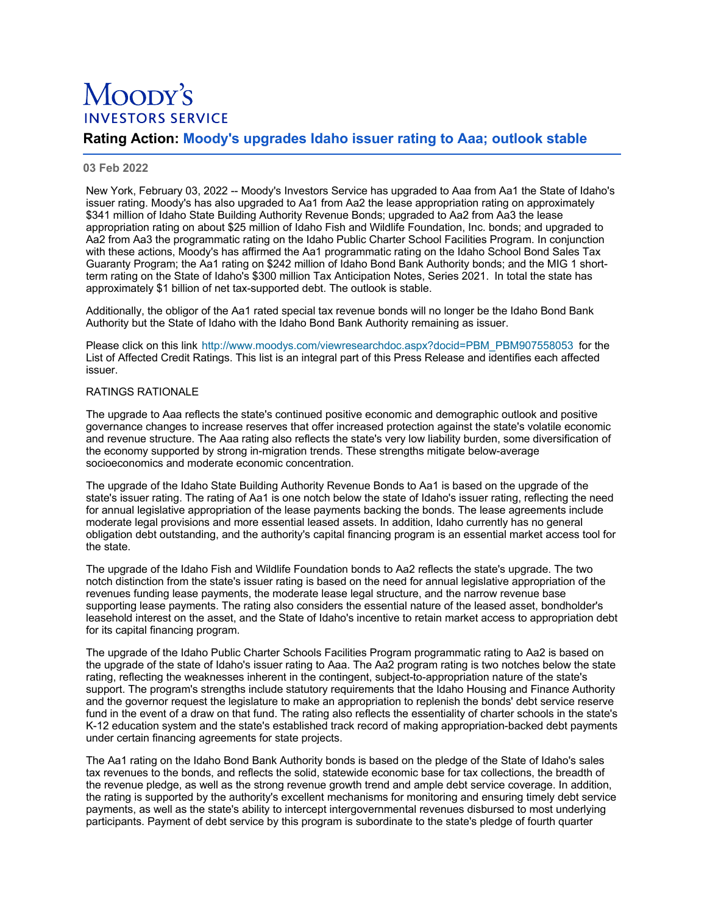# MOODY'S INVESTORS SERVICE

## Rating Action: Moody's upgrades Idaho issuer rating to Aaa; outlook stable

**03 Feb 2022**

New York, February 03, 2022 -- Moody's Investors Service has upgraded to Aaa from Aa1 the State of Idaho's issuer rating. Moody's has also upgraded to Aa1 from Aa2 the lease appropriation rating on approximately $341 million of Idaho State Building Authority Revenue Bonds; upgraded to Aa2 from Aa3 the lease appropriation rating on about $25 million of Idaho Fish and Wildlife Foundation, Inc. bonds; and upgraded to Aa2 from Aa3 the programmatic rating on the Idaho Public Charter School Facilities Program. In conjunction with these actions, Moody's has affirmed the Aa1 programmatic rating on the Idaho School Bond Sales Tax Guaranty Program; the Aa1 rating on $242 million of Idaho Bond Bank Authority bonds; and the MIG 1 short-term rating on the State of Idaho's $300 million Tax Anticipation Notes, Series 2021. In total the state has approximately $1 billion of net tax-supported debt. The outlook is stable.

Additionally, the obligor of the Aa1 rated special tax revenue bonds will no longer be the Idaho Bond Bank Authority but the State of Idaho with the Idaho Bond Bank Authority remaining as issuer.

Please click on this link http://www.moodys.com/viewresearchdoc.aspx?docid=PBM_PBM907558053 for the List of Affected Credit Ratings. This list is an integral part of this Press Release and identifies each affected issuer.

RATINGS RATIONALE

The upgrade to Aaa reflects the state's continued positive economic and demographic outlook and positive governance changes to increase reserves that offer increased protection against the state's volatile economic and revenue structure. The Aaa rating also reflects the state's very low liability burden, some diversification of the economy supported by strong in-migration trends. These strengths mitigate below-average socioeconomics and moderate economic concentration.

The upgrade of the Idaho State Building Authority Revenue Bonds to Aa1 is based on the upgrade of the state's issuer rating. The rating of Aa1 is one notch below the state of Idaho's issuer rating, reflecting the need for annual legislative appropriation of the lease payments backing the bonds. The lease agreements include moderate legal provisions and more essential leased assets. In addition, Idaho currently has no general obligation debt outstanding, and the authority's capital financing program is an essential market access tool for the state.

The upgrade of the Idaho Fish and Wildlife Foundation bonds to Aa2 reflects the state's upgrade. The two notch distinction from the state's issuer rating is based on the need for annual legislative appropriation of the revenues funding lease payments, the moderate lease legal structure, and the narrow revenue base supporting lease payments. The rating also considers the essential nature of the leased asset, bondholder's leasehold interest on the asset, and the State of Idaho's incentive to retain market access to appropriation debt for its capital financing program.

The upgrade of the Idaho Public Charter Schools Facilities Program programmatic rating to Aa2 is based on the upgrade of the state of Idaho's issuer rating to Aaa. The Aa2 program rating is two notches below the state rating, reflecting the weaknesses inherent in the contingent, subject-to-appropriation nature of the state's support. The program's strengths include statutory requirements that the Idaho Housing and Finance Authority and the governor request the legislature to make an appropriation to replenish the bonds' debt service reserve fund in the event of a draw on that fund. The rating also reflects the essentiality of charter schools in the state's K-12 education system and the state's established track record of making appropriation-backed debt payments under certain financing agreements for state projects.

The Aa1 rating on the Idaho Bond Bank Authority bonds is based on the pledge of the State of Idaho's sales tax revenues to the bonds, and reflects the solid, statewide economic base for tax collections, the breadth of the revenue pledge, as well as the strong revenue growth trend and ample debt service coverage. In addition, the rating is supported by the authority's excellent mechanisms for monitoring and ensuring timely debt service payments, as well as the state's ability to intercept intergovernmental revenues disbursed to most underlying participants. Payment of debt service by this program is subordinate to the state's pledge of fourth quarter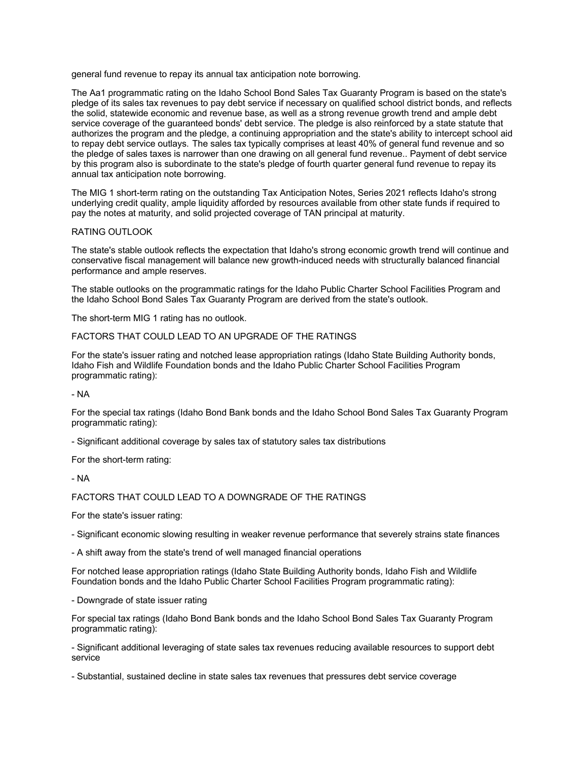general fund revenue to repay its annual tax anticipation note borrowing.

The Aa1 programmatic rating on the Idaho School Bond Sales Tax Guaranty Program is based on the state's pledge of its sales tax revenues to pay debt service if necessary on qualified school district bonds, and reflects the solid, statewide economic and revenue base, as well as a strong revenue growth trend and ample debt service coverage of the guaranteed bonds' debt service. The pledge is also reinforced by a state statute that authorizes the program and the pledge, a continuing appropriation and the state's ability to intercept school aid to repay debt service outlays. The sales tax typically comprises at least 40% of general fund revenue and so the pledge of sales taxes is narrower than one drawing on all general fund revenue.. Payment of debt service by this program also is subordinate to the state's pledge of fourth quarter general fund revenue to repay its annual tax anticipation note borrowing.

The MIG 1 short-term rating on the outstanding Tax Anticipation Notes, Series 2021 reflects Idaho's strong underlying credit quality, ample liquidity afforded by resources available from other state funds if required to pay the notes at maturity, and solid projected coverage of TAN principal at maturity.

## RATING OUTLOOK

The state's stable outlook reflects the expectation that Idaho's strong economic growth trend will continue and conservative fiscal management will balance new growth-induced needs with structurally balanced financial performance and ample reserves.

The stable outlooks on the programmatic ratings for the Idaho Public Charter School Facilities Program and the Idaho School Bond Sales Tax Guaranty Program are derived from the state's outlook.

The short-term MIG 1 rating has no outlook.

## FACTORS THAT COULD LEAD TO AN UPGRADE OF THE RATINGS

For the state's issuer rating and notched lease appropriation ratings (Idaho State Building Authority bonds, Idaho Fish and Wildlife Foundation bonds and the Idaho Public Charter School Facilities Program programmatic rating):

- NA

For the special tax ratings (Idaho Bond Bank bonds and the Idaho School Bond Sales Tax Guaranty Program programmatic rating):

- Significant additional coverage by sales tax of statutory sales tax distributions

For the short-term rating:

- NA

## FACTORS THAT COULD LEAD TO A DOWNGRADE OF THE RATINGS

For the state's issuer rating:

- Significant economic slowing resulting in weaker revenue performance that severely strains state finances

- A shift away from the state's trend of well managed financial operations

For notched lease appropriation ratings (Idaho State Building Authority bonds, Idaho Fish and Wildlife Foundation bonds and the Idaho Public Charter School Facilities Program programmatic rating):

- Downgrade of state issuer rating

For special tax ratings (Idaho Bond Bank bonds and the Idaho School Bond Sales Tax Guaranty Program programmatic rating):

- Significant additional leveraging of state sales tax revenues reducing available resources to support debt service

- Substantial, sustained decline in state sales tax revenues that pressures debt service coverage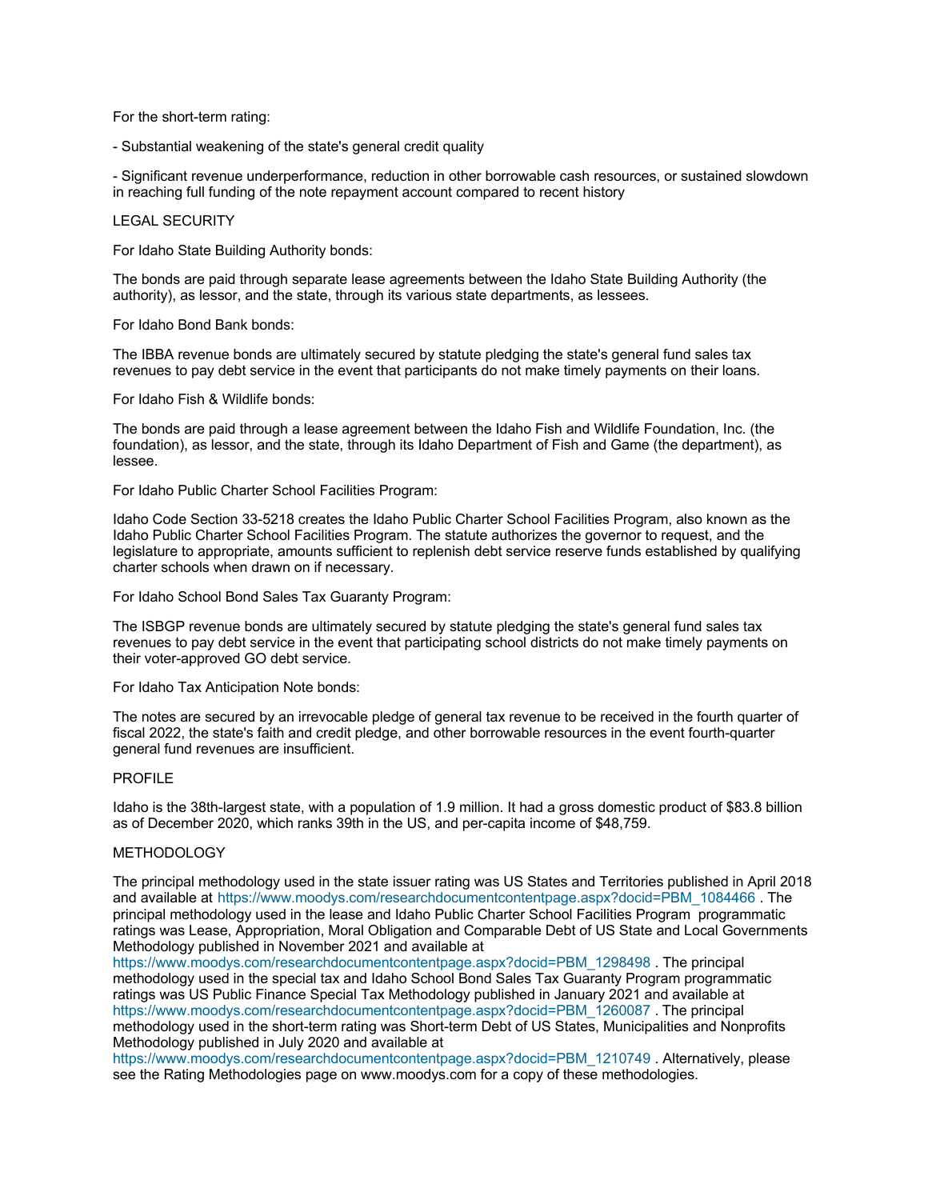For the short-term rating:

- Substantial weakening of the state's general credit quality

- Significant revenue underperformance, reduction in other borrowable cash resources, or sustained slowdown in reaching full funding of the note repayment account compared to recent history

## LEGAL SECURITY

For Idaho State Building Authority bonds:

The bonds are paid through separate lease agreements between the Idaho State Building Authority (the authority), as lessor, and the state, through its various state departments, as lessees.

For Idaho Bond Bank bonds:

The IBBA revenue bonds are ultimately secured by statute pledging the state's general fund sales tax revenues to pay debt service in the event that participants do not make timely payments on their loans.

For Idaho Fish & Wildlife bonds:

The bonds are paid through a lease agreement between the Idaho Fish and Wildlife Foundation, Inc. (the foundation), as lessor, and the state, through its Idaho Department of Fish and Game (the department), as lessee.

For Idaho Public Charter School Facilities Program:

Idaho Code Section 33-5218 creates the Idaho Public Charter School Facilities Program, also known as the Idaho Public Charter School Facilities Program. The statute authorizes the governor to request, and the legislature to appropriate, amounts sufficient to replenish debt service reserve funds established by qualifying charter schools when drawn on if necessary.

For Idaho School Bond Sales Tax Guaranty Program:

The ISBGP revenue bonds are ultimately secured by statute pledging the state's general fund sales tax revenues to pay debt service in the event that participating school districts do not make timely payments on their voter-approved GO debt service.

For Idaho Tax Anticipation Note bonds:

The notes are secured by an irrevocable pledge of general tax revenue to be received in the fourth quarter of fiscal 2022, the state's faith and credit pledge, and other borrowable resources in the event fourth-quarter general fund revenues are insufficient.

## PROFILE

Idaho is the 38th-largest state, with a population of 1.9 million. It had a gross domestic product of $83.8 billion as of December 2020, which ranks 39th in the US, and per-capita income of $48,759.

## METHODOLOGY

The principal methodology used in the state issuer rating was US States and Territories published in April 2018 and available at https://www.moodys.com/researchdocumentcontentpage.aspx?docid=PBM_1084466 . The principal methodology used in the lease and Idaho Public Charter School Facilities Program programmatic ratings was Lease, Appropriation, Moral Obligation and Comparable Debt of US State and Local Governments Methodology published in November 2021 and available at https://www.moodys.com/researchdocumentcontentpage.aspx?docid=PBM_1298498 . The principal methodology used in the special tax and Idaho School Bond Sales Tax Guaranty Program programmatic ratings was US Public Finance Special Tax Methodology published in January 2021 and available at https://www.moodys.com/researchdocumentcontentpage.aspx?docid=PBM_1260087 . The principal methodology used in the short-term rating was Short-term Debt of US States, Municipalities and Nonprofits Methodology published in July 2020 and available at https://www.moodys.com/researchdocumentcontentpage.aspx?docid=PBM_1210749 . Alternatively, please see the Rating Methodologies page on www.moodys.com for a copy of these methodologies.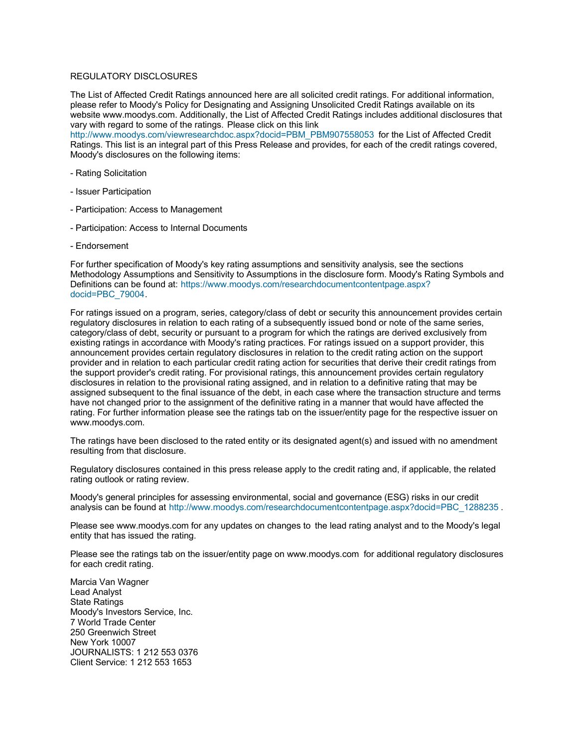REGULATORY DISCLOSURES

The List of Affected Credit Ratings announced here are all solicited credit ratings. For additional information, please refer to Moody's Policy for Designating and Assigning Unsolicited Credit Ratings available on its website www.moodys.com. Additionally, the List of Affected Credit Ratings includes additional disclosures that vary with regard to some of the ratings. Please click on this link http://www.moodys.com/viewresearchdoc.aspx?docid=PBM_PBM907558053 for the List of Affected Credit Ratings. This list is an integral part of this Press Release and provides, for each of the credit ratings covered, Moody's disclosures on the following items:

- Rating Solicitation

- Issuer Participation

- Participation: Access to Management

- Participation: Access to Internal Documents

- Endorsement

For further specification of Moody's key rating assumptions and sensitivity analysis, see the sections Methodology Assumptions and Sensitivity to Assumptions in the disclosure form. Moody's Rating Symbols and Definitions can be found at: https://www.moodys.com/researchdocumentcontentpage.aspx?docid=PBC_79004.

For ratings issued on a program, series, category/class of debt or security this announcement provides certain regulatory disclosures in relation to each rating of a subsequently issued bond or note of the same series, category/class of debt, security or pursuant to a program for which the ratings are derived exclusively from existing ratings in accordance with Moody's rating practices. For ratings issued on a support provider, this announcement provides certain regulatory disclosures in relation to the credit rating action on the support provider and in relation to each particular credit rating action for securities that derive their credit ratings from the support provider's credit rating. For provisional ratings, this announcement provides certain regulatory disclosures in relation to the provisional rating assigned, and in relation to a definitive rating that may be assigned subsequent to the final issuance of the debt, in each case where the transaction structure and terms have not changed prior to the assignment of the definitive rating in a manner that would have affected the rating. For further information please see the ratings tab on the issuer/entity page for the respective issuer on www.moodys.com.

The ratings have been disclosed to the rated entity or its designated agent(s) and issued with no amendment resulting from that disclosure.

Regulatory disclosures contained in this press release apply to the credit rating and, if applicable, the related rating outlook or rating review.

Moody's general principles for assessing environmental, social and governance (ESG) risks in our credit analysis can be found at http://www.moodys.com/researchdocumentcontentpage.aspx?docid=PBC_1288235 .

Please see www.moodys.com for any updates on changes to the lead rating analyst and to the Moody's legal entity that has issued the rating.

Please see the ratings tab on the issuer/entity page on www.moodys.com for additional regulatory disclosures for each credit rating.

Marcia Van Wagner
Lead Analyst
State Ratings
Moody's Investors Service, Inc.
7 World Trade Center
250 Greenwich Street
New York 10007
JOURNALISTS: 1 212 553 0376
Client Service: 1 212 553 1653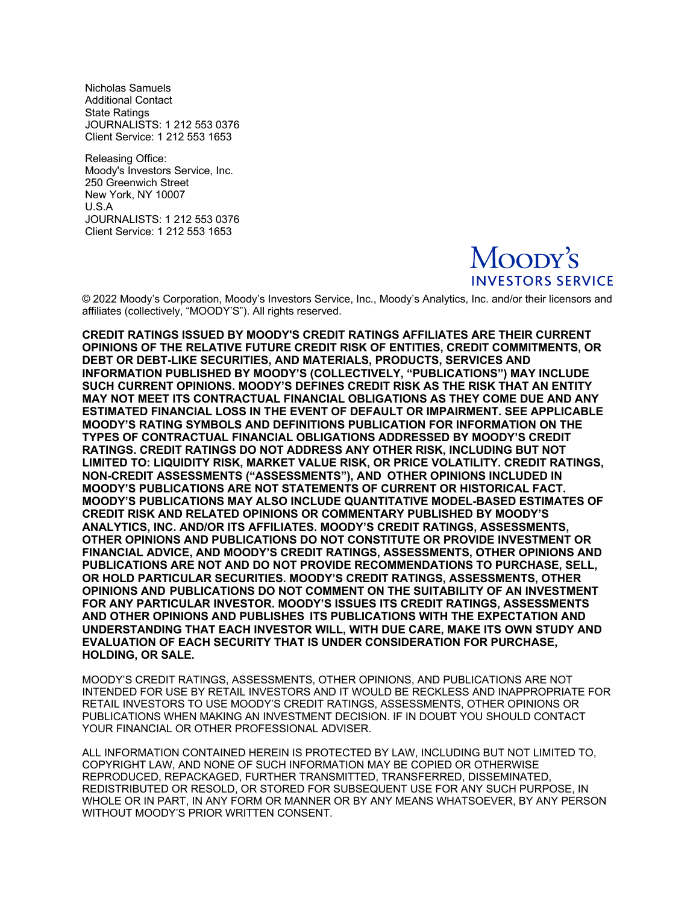Nicholas Samuels
Additional Contact
State Ratings
JOURNALISTS: 1 212 553 0376
Client Service: 1 212 553 1653

Releasing Office:
Moody's Investors Service, Inc.
250 Greenwich Street
New York, NY 10007
U.S.A
JOURNALISTS: 1 212 553 0376
Client Service: 1 212 553 1653

Moody's
INVESTORS SERVICE

© 2022 Moody's Corporation, Moody's Investors Service, Inc., Moody's Analytics, Inc. and/or their licensors and affiliates (collectively, "MOODY'S"). All rights reserved.

**CREDIT RATINGS ISSUED BY MOODY'S CREDIT RATINGS AFFILIATES ARE THEIR CURRENT OPINIONS OF THE RELATIVE FUTURE CREDIT RISK OF ENTITIES, CREDIT COMMITMENTS, OR DEBT OR DEBT-LIKE SECURITIES, AND MATERIALS, PRODUCTS, SERVICES AND INFORMATION PUBLISHED BY MOODY'S (COLLECTIVELY, "PUBLICATIONS") MAY INCLUDE SUCH CURRENT OPINIONS. MOODY'S DEFINES CREDIT RISK AS THE RISK THAT AN ENTITY MAY NOT MEET ITS CONTRACTUAL FINANCIAL OBLIGATIONS AS THEY COME DUE AND ANY ESTIMATED FINANCIAL LOSS IN THE EVENT OF DEFAULT OR IMPAIRMENT. SEE APPLICABLE MOODY'S RATING SYMBOLS AND DEFINITIONS PUBLICATION FOR INFORMATION ON THE TYPES OF CONTRACTUAL FINANCIAL OBLIGATIONS ADDRESSED BY MOODY'S CREDIT RATINGS. CREDIT RATINGS DO NOT ADDRESS ANY OTHER RISK, INCLUDING BUT NOT LIMITED TO: LIQUIDITY RISK, MARKET VALUE RISK, OR PRICE VOLATILITY. CREDIT RATINGS, NON-CREDIT ASSESSMENTS ("ASSESSMENTS"), AND OTHER OPINIONS INCLUDED IN MOODY'S PUBLICATIONS ARE NOT STATEMENTS OF CURRENT OR HISTORICAL FACT. MOODY'S PUBLICATIONS MAY ALSO INCLUDE QUANTITATIVE MODEL-BASED ESTIMATES OF CREDIT RISK AND RELATED OPINIONS OR COMMENTARY PUBLISHED BY MOODY'S ANALYTICS, INC. AND/OR ITS AFFILIATES. MOODY'S CREDIT RATINGS, ASSESSMENTS, OTHER OPINIONS AND PUBLICATIONS DO NOT CONSTITUTE OR PROVIDE INVESTMENT OR FINANCIAL ADVICE, AND MOODY'S CREDIT RATINGS, ASSESSMENTS, OTHER OPINIONS AND PUBLICATIONS ARE NOT AND DO NOT PROVIDE RECOMMENDATIONS TO PURCHASE, SELL, OR HOLD PARTICULAR SECURITIES. MOODY'S CREDIT RATINGS, ASSESSMENTS, OTHER OPINIONS AND PUBLICATIONS DO NOT COMMENT ON THE SUITABILITY OF AN INVESTMENT FOR ANY PARTICULAR INVESTOR. MOODY'S ISSUES ITS CREDIT RATINGS, ASSESSMENTS AND OTHER OPINIONS AND PUBLISHES ITS PUBLICATIONS WITH THE EXPECTATION AND UNDERSTANDING THAT EACH INVESTOR WILL, WITH DUE CARE, MAKE ITS OWN STUDY AND EVALUATION OF EACH SECURITY THAT IS UNDER CONSIDERATION FOR PURCHASE, HOLDING, OR SALE.**

MOODY'S CREDIT RATINGS, ASSESSMENTS, OTHER OPINIONS, AND PUBLICATIONS ARE NOT INTENDED FOR USE BY RETAIL INVESTORS AND IT WOULD BE RECKLESS AND INAPPROPRIATE FOR RETAIL INVESTORS TO USE MOODY'S CREDIT RATINGS, ASSESSMENTS, OTHER OPINIONS OR PUBLICATIONS WHEN MAKING AN INVESTMENT DECISION. IF IN DOUBT YOU SHOULD CONTACT YOUR FINANCIAL OR OTHER PROFESSIONAL ADVISER.

ALL INFORMATION CONTAINED HEREIN IS PROTECTED BY LAW, INCLUDING BUT NOT LIMITED TO, COPYRIGHT LAW, AND NONE OF SUCH INFORMATION MAY BE COPIED OR OTHERWISE REPRODUCED, REPACKAGED, FURTHER TRANSMITTED, TRANSFERRED, DISSEMINATED, REDISTRIBUTED OR RESOLD, OR STORED FOR SUBSEQUENT USE FOR ANY SUCH PURPOSE, IN WHOLE OR IN PART, IN ANY FORM OR MANNER OR BY ANY MEANS WHATSOEVER, BY ANY PERSON WITHOUT MOODY'S PRIOR WRITTEN CONSENT.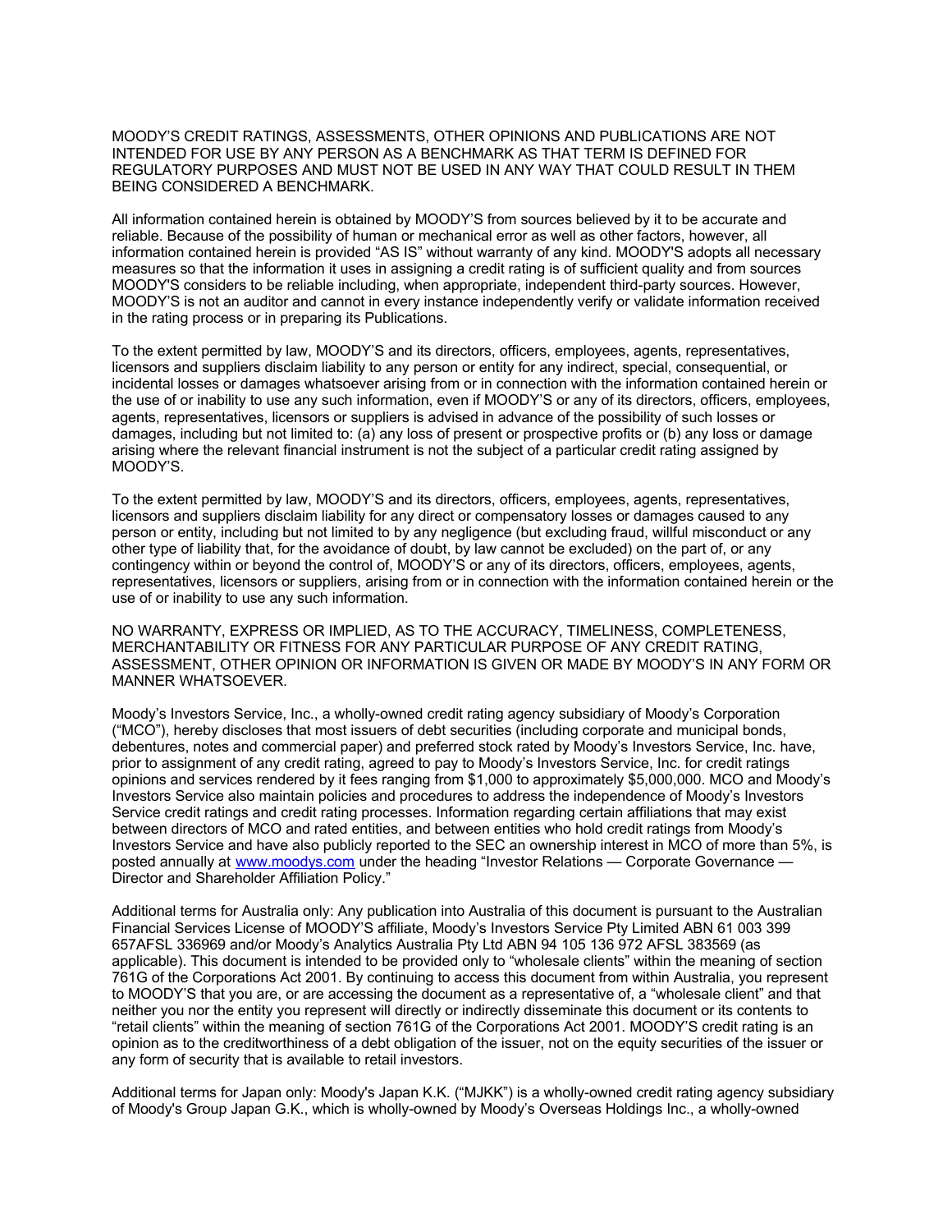MOODY'S CREDIT RATINGS, ASSESSMENTS, OTHER OPINIONS AND PUBLICATIONS ARE NOT INTENDED FOR USE BY ANY PERSON AS A BENCHMARK AS THAT TERM IS DEFINED FOR REGULATORY PURPOSES AND MUST NOT BE USED IN ANY WAY THAT COULD RESULT IN THEM BEING CONSIDERED A BENCHMARK.

All information contained herein is obtained by MOODY'S from sources believed by it to be accurate and reliable. Because of the possibility of human or mechanical error as well as other factors, however, all information contained herein is provided "AS IS" without warranty of any kind. MOODY'S adopts all necessary measures so that the information it uses in assigning a credit rating is of sufficient quality and from sources MOODY'S considers to be reliable including, when appropriate, independent third-party sources. However, MOODY'S is not an auditor and cannot in every instance independently verify or validate information received in the rating process or in preparing its Publications.

To the extent permitted by law, MOODY'S and its directors, officers, employees, agents, representatives, licensors and suppliers disclaim liability to any person or entity for any indirect, special, consequential, or incidental losses or damages whatsoever arising from or in connection with the information contained herein or the use of or inability to use any such information, even if MOODY'S or any of its directors, officers, employees, agents, representatives, licensors or suppliers is advised in advance of the possibility of such losses or damages, including but not limited to: (a) any loss of present or prospective profits or (b) any loss or damage arising where the relevant financial instrument is not the subject of a particular credit rating assigned by MOODY'S.

To the extent permitted by law, MOODY'S and its directors, officers, employees, agents, representatives, licensors and suppliers disclaim liability for any direct or compensatory losses or damages caused to any person or entity, including but not limited to by any negligence (but excluding fraud, willful misconduct or any other type of liability that, for the avoidance of doubt, by law cannot be excluded) on the part of, or any contingency within or beyond the control of, MOODY'S or any of its directors, officers, employees, agents, representatives, licensors or suppliers, arising from or in connection with the information contained herein or the use of or inability to use any such information.

NO WARRANTY, EXPRESS OR IMPLIED, AS TO THE ACCURACY, TIMELINESS, COMPLETENESS, MERCHANTABILITY OR FITNESS FOR ANY PARTICULAR PURPOSE OF ANY CREDIT RATING, ASSESSMENT, OTHER OPINION OR INFORMATION IS GIVEN OR MADE BY MOODY'S IN ANY FORM OR MANNER WHATSOEVER.

Moody's Investors Service, Inc., a wholly-owned credit rating agency subsidiary of Moody's Corporation ("MCO"), hereby discloses that most issuers of debt securities (including corporate and municipal bonds, debentures, notes and commercial paper) and preferred stock rated by Moody's Investors Service, Inc. have, prior to assignment of any credit rating, agreed to pay to Moody's Investors Service, Inc. for credit ratings opinions and services rendered by it fees ranging from $1,000 to approximately $5,000,000. MCO and Moody's Investors Service also maintain policies and procedures to address the independence of Moody's Investors Service credit ratings and credit rating processes. Information regarding certain affiliations that may exist between directors of MCO and rated entities, and between entities who hold credit ratings from Moody's Investors Service and have also publicly reported to the SEC an ownership interest in MCO of more than 5%, is posted annually at www.moodys.com under the heading "Investor Relations — Corporate Governance — Director and Shareholder Affiliation Policy."

Additional terms for Australia only: Any publication into Australia of this document is pursuant to the Australian Financial Services License of MOODY'S affiliate, Moody's Investors Service Pty Limited ABN 61 003 399 657AFSL 336969 and/or Moody's Analytics Australia Pty Ltd ABN 94 105 136 972 AFSL 383569 (as applicable). This document is intended to be provided only to "wholesale clients" within the meaning of section 761G of the Corporations Act 2001. By continuing to access this document from within Australia, you represent to MOODY'S that you are, or are accessing the document as a representative of, a "wholesale client" and that neither you nor the entity you represent will directly or indirectly disseminate this document or its contents to "retail clients" within the meaning of section 761G of the Corporations Act 2001. MOODY'S credit rating is an opinion as to the creditworthiness of a debt obligation of the issuer, not on the equity securities of the issuer or any form of security that is available to retail investors.

Additional terms for Japan only: Moody's Japan K.K. ("MJKK") is a wholly-owned credit rating agency subsidiary of Moody's Group Japan G.K., which is wholly-owned by Moody's Overseas Holdings Inc., a wholly-owned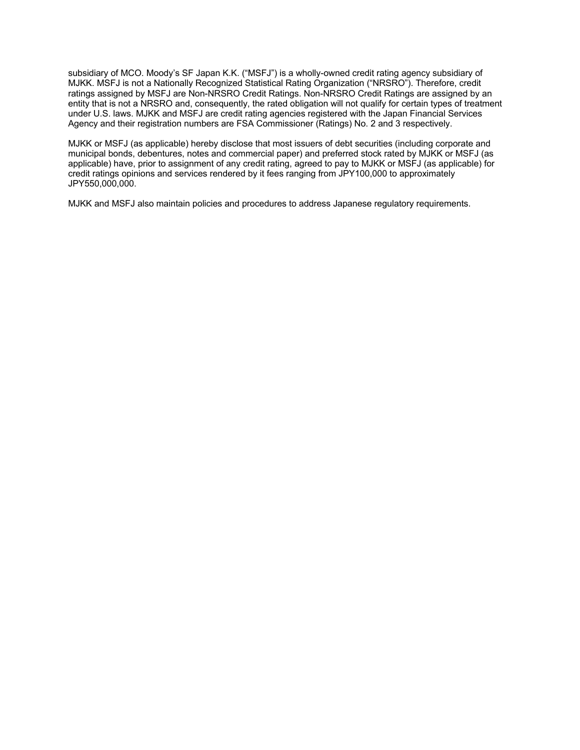subsidiary of MCO. Moody's SF Japan K.K. ("MSFJ") is a wholly-owned credit rating agency subsidiary of MJKK. MSFJ is not a Nationally Recognized Statistical Rating Organization ("NRSRO"). Therefore, credit ratings assigned by MSFJ are Non-NRSRO Credit Ratings. Non-NRSRO Credit Ratings are assigned by an entity that is not a NRSRO and, consequently, the rated obligation will not qualify for certain types of treatment under U.S. laws. MJKK and MSFJ are credit rating agencies registered with the Japan Financial Services Agency and their registration numbers are FSA Commissioner (Ratings) No. 2 and 3 respectively.

MJKK or MSFJ (as applicable) hereby disclose that most issuers of debt securities (including corporate and municipal bonds, debentures, notes and commercial paper) and preferred stock rated by MJKK or MSFJ (as applicable) have, prior to assignment of any credit rating, agreed to pay to MJKK or MSFJ (as applicable) for credit ratings opinions and services rendered by it fees ranging from JPY100,000 to approximately JPY550,000,000.

MJKK and MSFJ also maintain policies and procedures to address Japanese regulatory requirements.